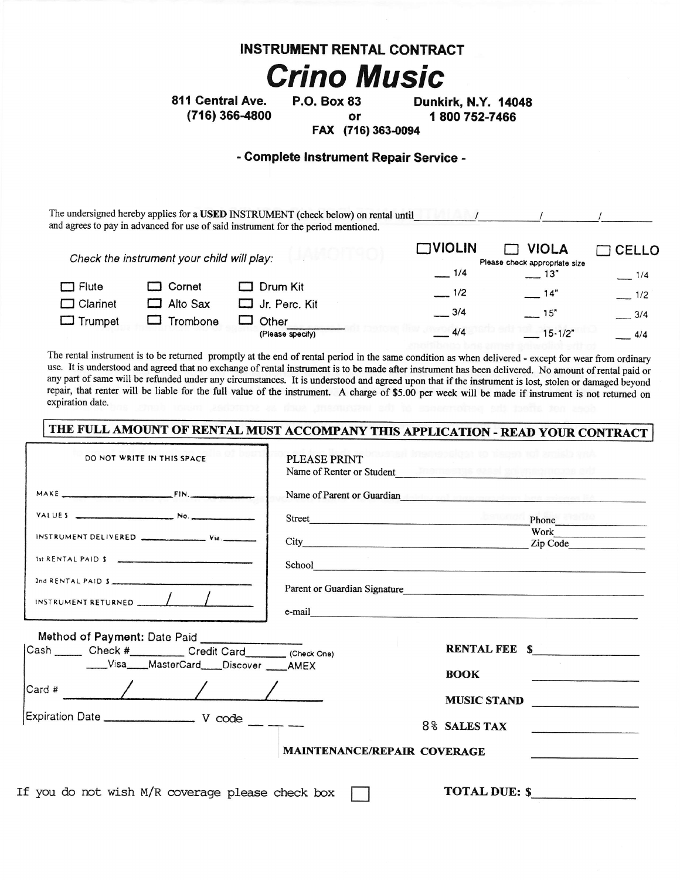# INSTRUMENT RENTAL CONTRACT

# *Crino Music*

**811 Central Ave.** **P.O. Box 83** **Dunkirk, N.Y. 14048**
**(716) 366-4800** **or** **1 800 752-7466**
**FAX (716) 363-0094**

### - Complete Instrument Repair Service -

The undersigned hereby applies for a **USED** INSTRUMENT (check below) on rental until ____/____/____ and agrees to pay in advanced for use of said instrument for the period mentioned.

*Check the instrument your child will play:*

☐ Flute ☐ Cornet ☐ Drum Kit
☐ Clarinet ☐ Alto Sax ☐ Jr. Perc. Kit
☐ Trumpet ☐ Trombone ☐ Other ________ (Please specify)

| ☐ VIOLIN | ☐ VIOLA | ☐ CELLO |
|---|---|---|
| | Please check appropriate size | |
| ___ 1/4 | ___ 13" | ___ 1/4 |
| ___ 1/2 | ___ 14" | ___ 1/2 |
| ___ 3/4 | ___ 15" | ___ 3/4 |
| ___ 4/4 | ___ 15-1/2" | ___ 4/4 |

The rental instrument is to be returned promptly at the end of rental period in the same condition as when delivered - except for wear from ordinary use. It is understood and agreed that no exchange of rental instrument is to be made after instrument has been delivered. No amount of rental paid or any part of same will be refunded under any circumstances. It is understood and agreed upon that if the instrument is lost, stolen or damaged beyond repair, that renter will be liable for the full value of the instrument. A charge of $5.00 per week will be made if instrument is not returned on expiration date.

**THE FULL AMOUNT OF RENTAL MUST ACCOMPANY THIS APPLICATION - READ YOUR CONTRACT**

DO NOT WRITE IN THIS SPACE

MAKE ____________ FIN. ________
VALUE $ ____________ No. ________
INSTRUMENT DELIVERED ________ Via. ________
1st RENTAL PAID $ ____________
2nd RENTAL PAID $ ____________
INSTRUMENT RETURNED ____/____/____

PLEASE PRINT

Name of Renter or Student ____________________
Name of Parent or Guardian ____________________
Street ____________________ Phone ________
Work ________
City ____________________ Zip Code ________
School ____________________
Parent or Guardian Signature ____________________
e-mail ____________________

**Method of Payment:** Date Paid ____________
Cash ____ Check #________ Credit Card ______ (Check One)
____Visa ____MasterCard ____Discover ____AMEX
Card # ____/____/____/____
Expiration Date ____________ V code __ __ __

**RENTAL FEE $** ____________
**BOOK** ____________
**MUSIC STAND** ____________
8% **SALES TAX** ____________
**MAINTENANCE/REPAIR COVERAGE** ____________

If you do not wish M/R coverage please check box ☐

**TOTAL DUE: $** ____________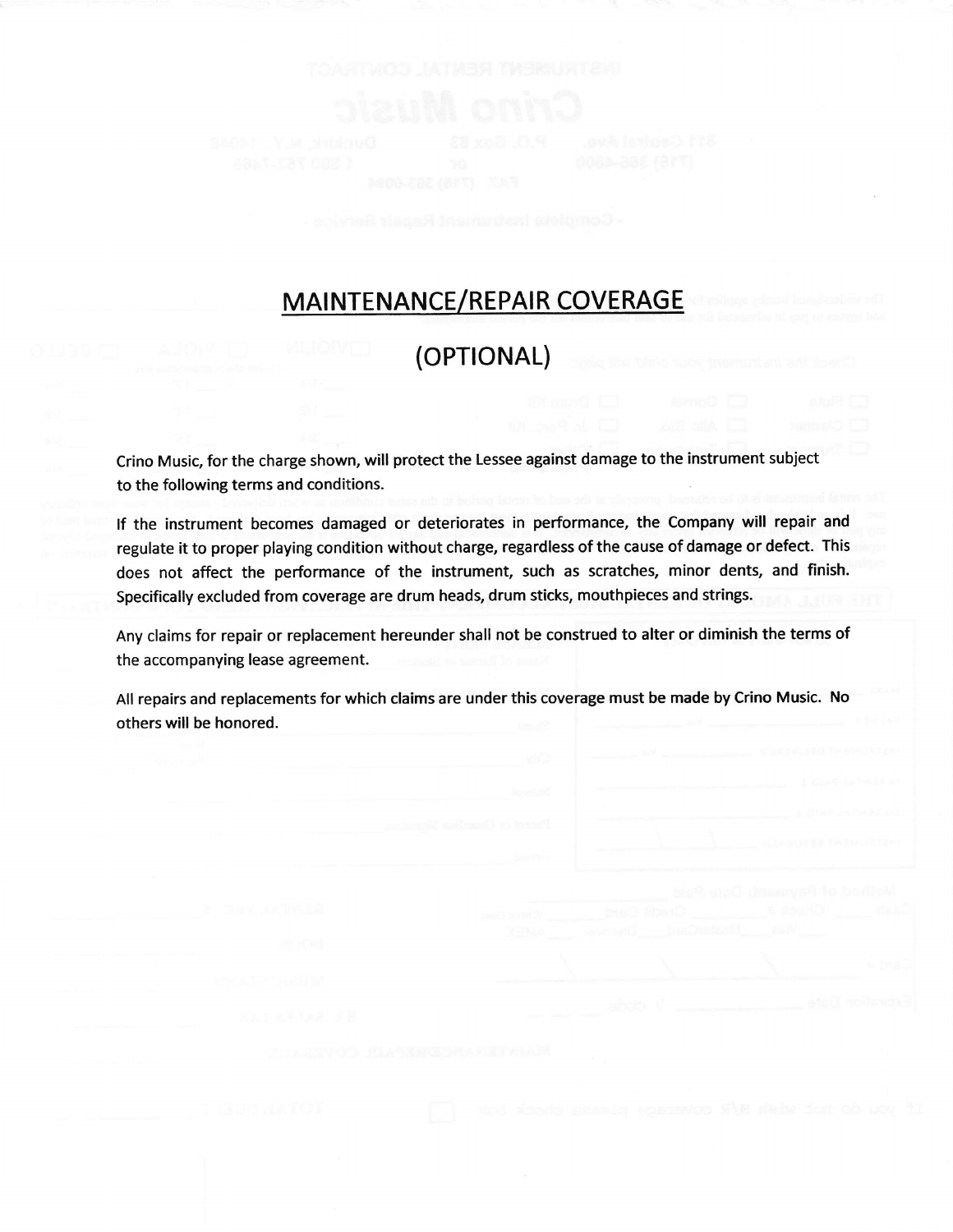# MAINTENANCE/REPAIR COVERAGE

# (OPTIONAL)

Crino Music, for the charge shown, will protect the Lessee against damage to the instrument subject to the following terms and conditions.

If the instrument becomes damaged or deteriorates in performance, the Company will repair and regulate it to proper playing condition without charge, regardless of the cause of damage or defect. This does not affect the performance of the instrument, such as scratches, minor dents, and finish. Specifically excluded from coverage are drum heads, drum sticks, mouthpieces and strings.

Any claims for repair or replacement hereunder shall not be construed to alter or diminish the terms of the accompanying lease agreement.

All repairs and replacements for which claims are under this coverage must be made by Crino Music. No others will be honored.